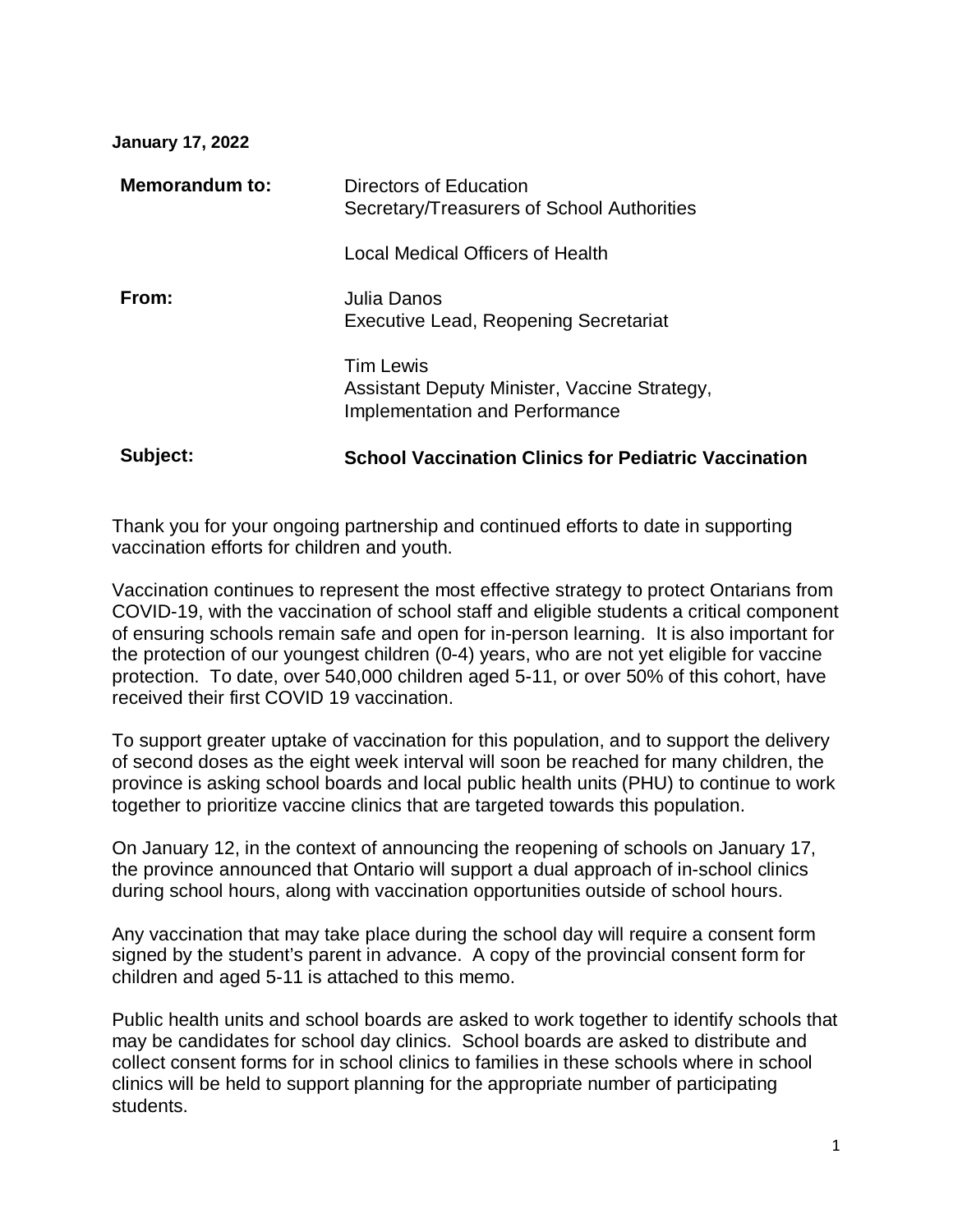**January 17, 2022**

| | |
|---|---|
| **Memorandum to:** | Directors of Education<br>Secretary/Treasurers of School Authorities<br><br>Local Medical Officers of Health |
| **From:** | Julia Danos<br>Executive Lead, Reopening Secretariat<br><br>Tim Lewis<br>Assistant Deputy Minister, Vaccine Strategy, Implementation and Performance |
| **Subject:** | **School Vaccination Clinics for Pediatric Vaccination** |

Thank you for your ongoing partnership and continued efforts to date in supporting vaccination efforts for children and youth.

Vaccination continues to represent the most effective strategy to protect Ontarians from COVID-19, with the vaccination of school staff and eligible students a critical component of ensuring schools remain safe and open for in-person learning. It is also important for the protection of our youngest children (0-4) years, who are not yet eligible for vaccine protection. To date, over 540,000 children aged 5-11, or over 50% of this cohort, have received their first COVID 19 vaccination.

To support greater uptake of vaccination for this population, and to support the delivery of second doses as the eight week interval will soon be reached for many children, the province is asking school boards and local public health units (PHU) to continue to work together to prioritize vaccine clinics that are targeted towards this population.

On January 12, in the context of announcing the reopening of schools on January 17, the province announced that Ontario will support a dual approach of in-school clinics during school hours, along with vaccination opportunities outside of school hours.

Any vaccination that may take place during the school day will require a consent form signed by the student's parent in advance. A copy of the provincial consent form for children and aged 5-11 is attached to this memo.

Public health units and school boards are asked to work together to identify schools that may be candidates for school day clinics. School boards are asked to distribute and collect consent forms for in school clinics to families in these schools where in school clinics will be held to support planning for the appropriate number of participating students.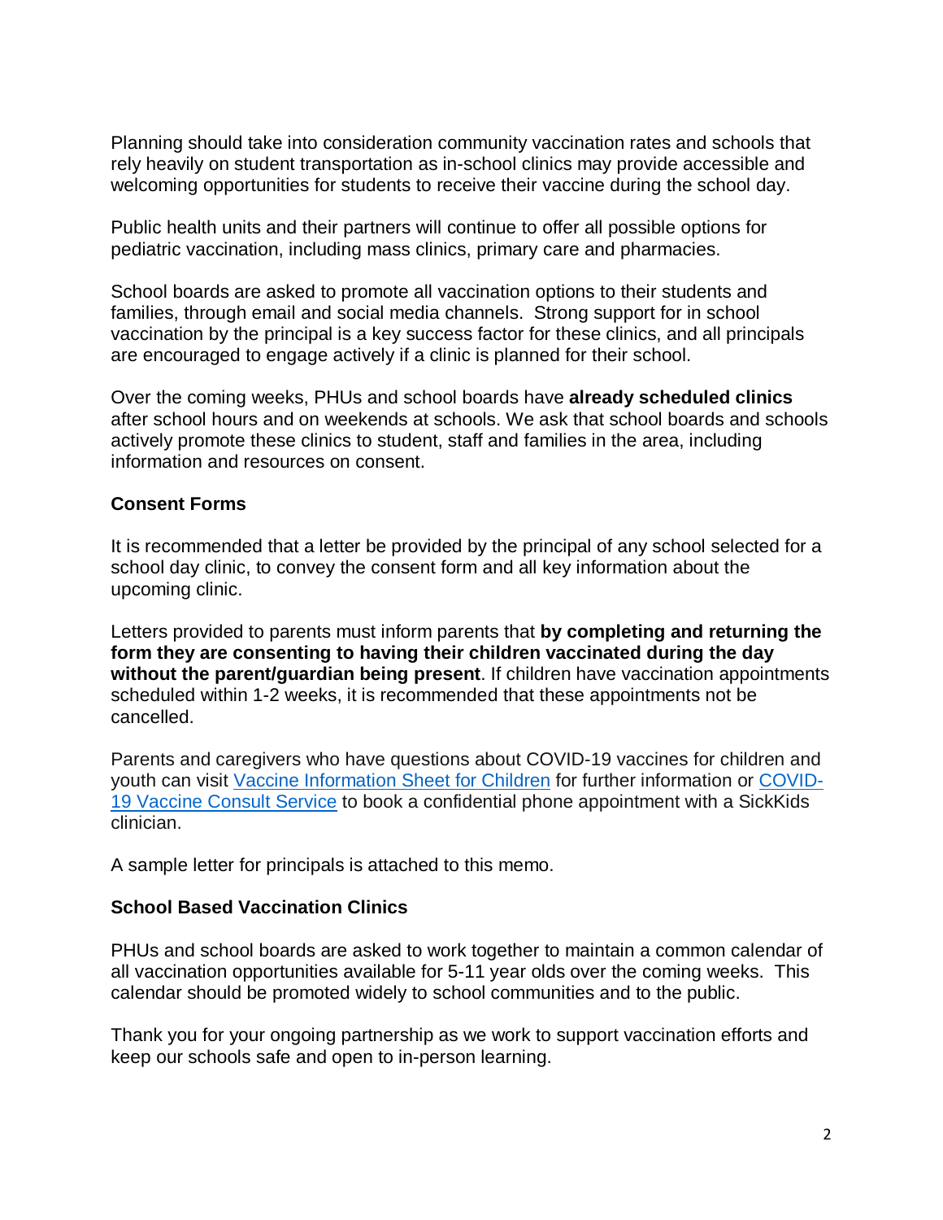Planning should take into consideration community vaccination rates and schools that rely heavily on student transportation as in-school clinics may provide accessible and welcoming opportunities for students to receive their vaccine during the school day.

Public health units and their partners will continue to offer all possible options for pediatric vaccination, including mass clinics, primary care and pharmacies.

School boards are asked to promote all vaccination options to their students and families, through email and social media channels. Strong support for in school vaccination by the principal is a key success factor for these clinics, and all principals are encouraged to engage actively if a clinic is planned for their school.

Over the coming weeks, PHUs and school boards have **already scheduled clinics** after school hours and on weekends at schools. We ask that school boards and schools actively promote these clinics to student, staff and families in the area, including information and resources on consent.

### Consent Forms

It is recommended that a letter be provided by the principal of any school selected for a school day clinic, to convey the consent form and all key information about the upcoming clinic.

Letters provided to parents must inform parents that **by completing and returning the form they are consenting to having their children vaccinated during the day without the parent/guardian being present**. If children have vaccination appointments scheduled within 1-2 weeks, it is recommended that these appointments not be cancelled.

Parents and caregivers who have questions about COVID-19 vaccines for children and youth can visit Vaccine Information Sheet for Children for further information or COVID-19 Vaccine Consult Service to book a confidential phone appointment with a SickKids clinician.

A sample letter for principals is attached to this memo.

### School Based Vaccination Clinics

PHUs and school boards are asked to work together to maintain a common calendar of all vaccination opportunities available for 5-11 year olds over the coming weeks. This calendar should be promoted widely to school communities and to the public.

Thank you for your ongoing partnership as we work to support vaccination efforts and keep our schools safe and open to in-person learning.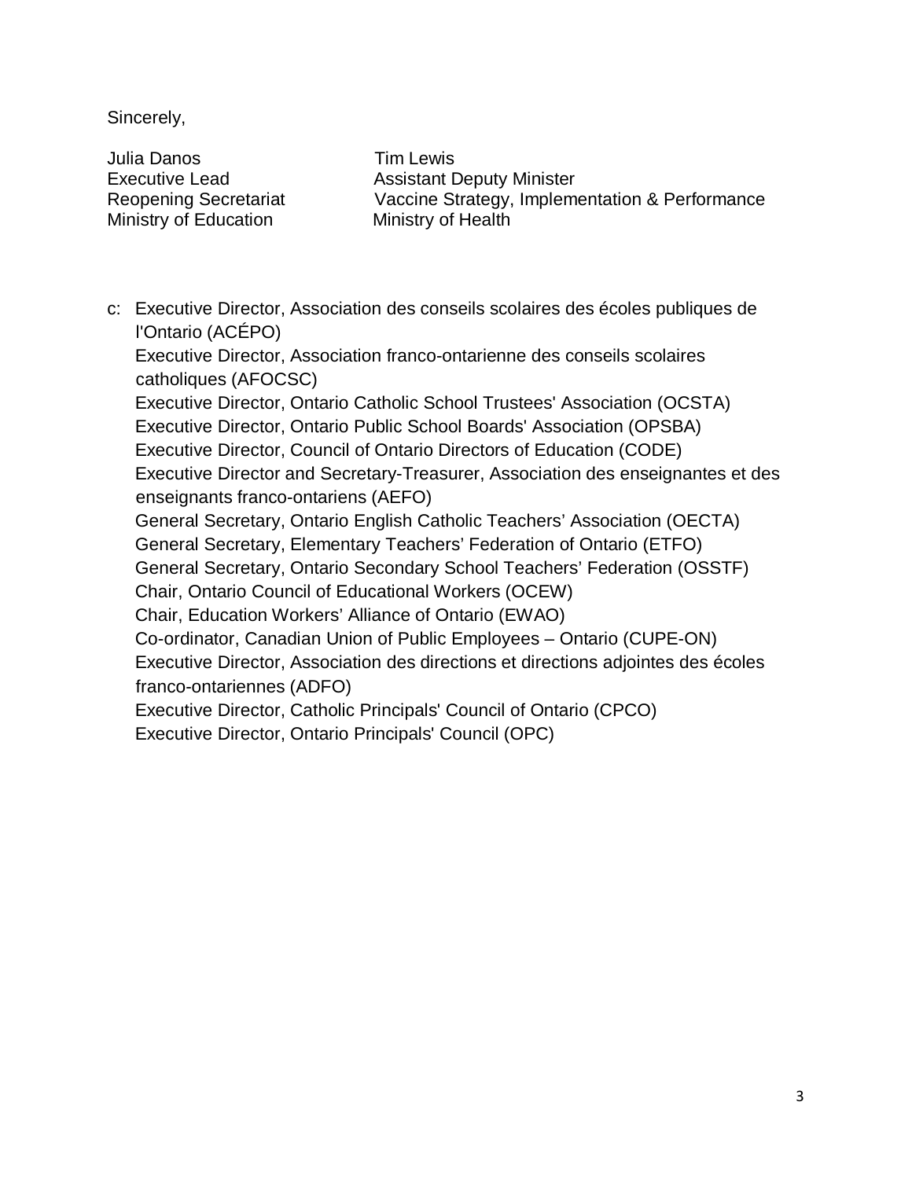Sincerely,

| | |
|---|---|
| Julia Danos | Tim Lewis |
| Executive Lead | Assistant Deputy Minister |
| Reopening Secretariat | Vaccine Strategy, Implementation & Performance |
| Ministry of Education | Ministry of Health |

c: Executive Director, Association des conseils scolaires des écoles publiques de l'Ontario (ACÉPO)
Executive Director, Association franco-ontarienne des conseils scolaires catholiques (AFOCSC)
Executive Director, Ontario Catholic School Trustees' Association (OCSTA)
Executive Director, Ontario Public School Boards' Association (OPSBA)
Executive Director, Council of Ontario Directors of Education (CODE)
Executive Director and Secretary-Treasurer, Association des enseignantes et des enseignants franco-ontariens (AEFO)
General Secretary, Ontario English Catholic Teachers' Association (OECTA)
General Secretary, Elementary Teachers' Federation of Ontario (ETFO)
General Secretary, Ontario Secondary School Teachers' Federation (OSSTF)
Chair, Ontario Council of Educational Workers (OCEW)
Chair, Education Workers' Alliance of Ontario (EWAO)
Co-ordinator, Canadian Union of Public Employees – Ontario (CUPE-ON)
Executive Director, Association des directions et directions adjointes des écoles franco-ontariennes (ADFO)
Executive Director, Catholic Principals' Council of Ontario (CPCO)
Executive Director, Ontario Principals' Council (OPC)